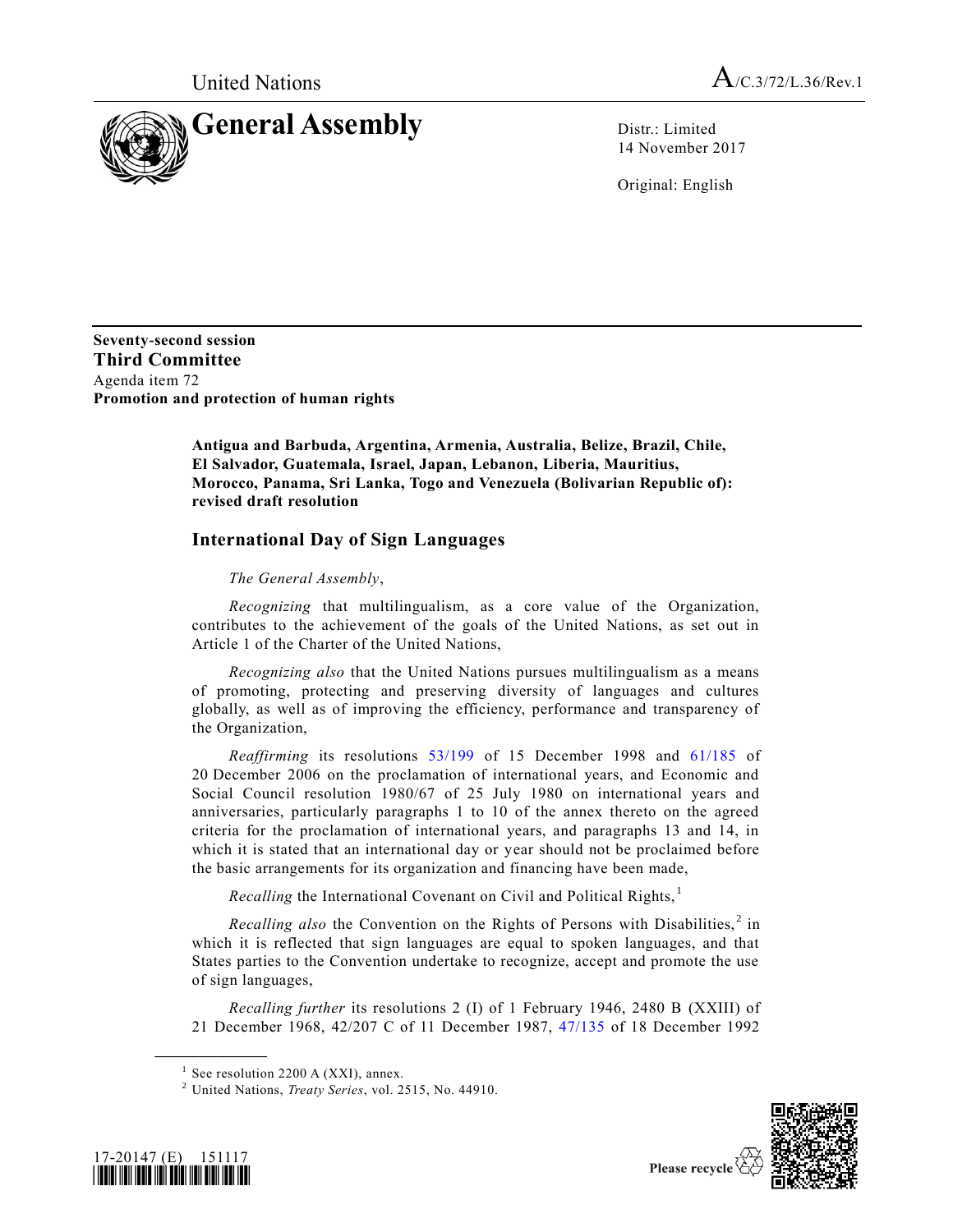United Nations

A/C.3/72/L.36/Rev.1

# General Assembly

Distr.: Limited
14 November 2017

Original: English

**Seventy-second session**
**Third Committee**
Agenda item 72
**Promotion and protection of human rights**

**Antigua and Barbuda, Argentina, Armenia, Australia, Belize, Brazil, Chile, El Salvador, Guatemala, Israel, Japan, Lebanon, Liberia, Mauritius, Morocco, Panama, Sri Lanka, Togo and Venezuela (Bolivarian Republic of): revised draft resolution**

## International Day of Sign Languages

*The General Assembly*,

*Recognizing* that multilingualism, as a core value of the Organization, contributes to the achievement of the goals of the United Nations, as set out in Article 1 of the Charter of the United Nations,

*Recognizing also* that the United Nations pursues multilingualism as a means of promoting, protecting and preserving diversity of languages and cultures globally, as well as of improving the efficiency, performance and transparency of the Organization,

*Reaffirming* its resolutions 53/199 of 15 December 1998 and 61/185 of 20 December 2006 on the proclamation of international years, and Economic and Social Council resolution 1980/67 of 25 July 1980 on international years and anniversaries, particularly paragraphs 1 to 10 of the annex thereto on the agreed criteria for the proclamation of international years, and paragraphs 13 and 14, in which it is stated that an international day or year should not be proclaimed before the basic arrangements for its organization and financing have been made,

*Recalling* the International Covenant on Civil and Political Rights,[1]

*Recalling also* the Convention on the Rights of Persons with Disabilities,[2] in which it is reflected that sign languages are equal to spoken languages, and that States parties to the Convention undertake to recognize, accept and promote the use of sign languages,

*Recalling further* its resolutions 2 (I) of 1 February 1946, 2480 B (XXIII) of 21 December 1968, 42/207 C of 11 December 1987, 47/135 of 18 December 1992

---

[1] See resolution 2200 A (XXI), annex.
[2] United Nations, *Treaty Series*, vol. 2515, No. 44910.

17-20147 (E) 151117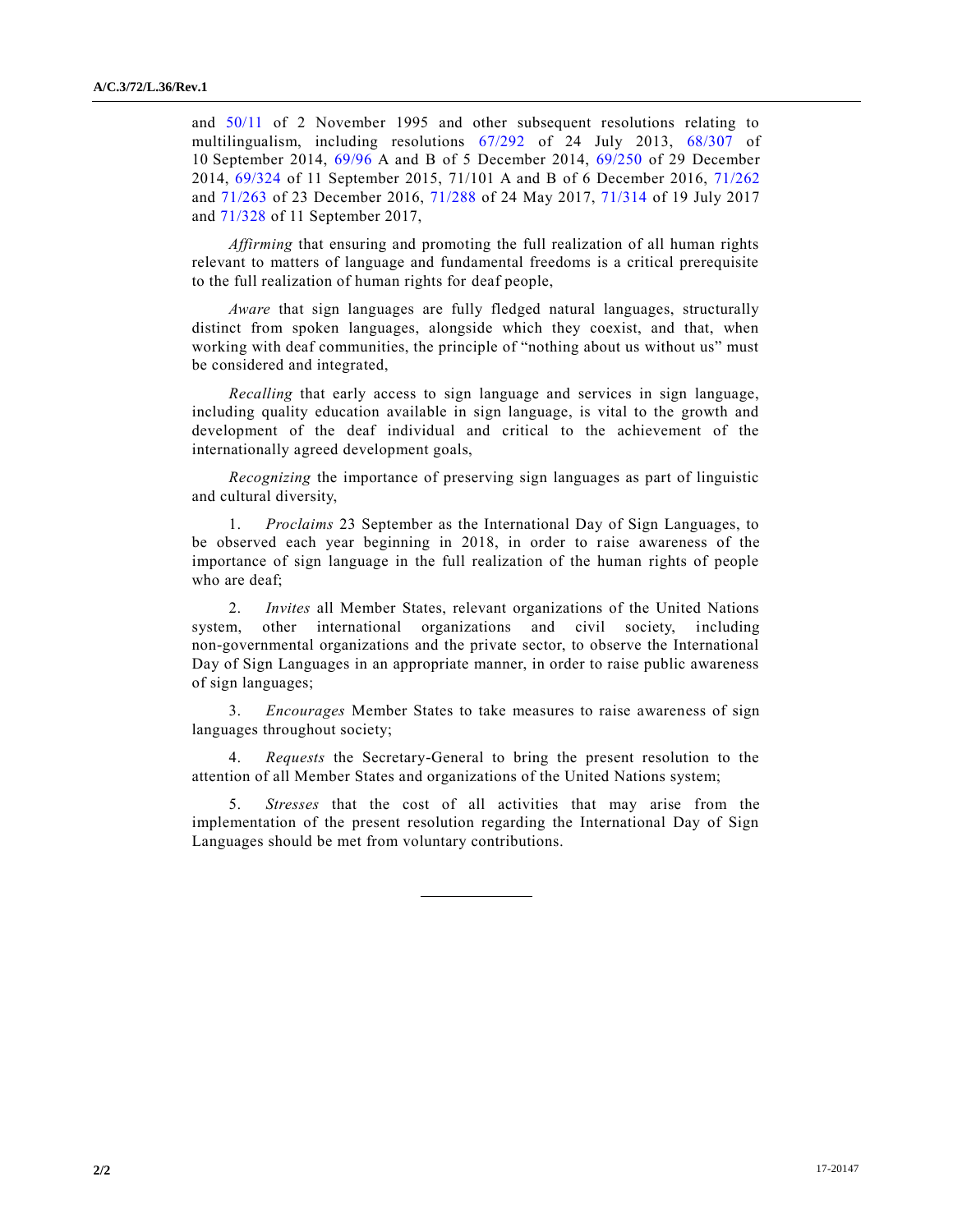and 50/11 of 2 November 1995 and other subsequent resolutions relating to multilingualism, including resolutions 67/292 of 24 July 2013, 68/307 of 10 September 2014, 69/96 A and B of 5 December 2014, 69/250 of 29 December 2014, 69/324 of 11 September 2015, 71/101 A and B of 6 December 2016, 71/262 and 71/263 of 23 December 2016, 71/288 of 24 May 2017, 71/314 of 19 July 2017 and 71/328 of 11 September 2017,

*Affirming* that ensuring and promoting the full realization of all human rights relevant to matters of language and fundamental freedoms is a critical prerequisite to the full realization of human rights for deaf people,

*Aware* that sign languages are fully fledged natural languages, structurally distinct from spoken languages, alongside which they coexist, and that, when working with deaf communities, the principle of "nothing about us without us" must be considered and integrated,

*Recalling* that early access to sign language and services in sign language, including quality education available in sign language, is vital to the growth and development of the deaf individual and critical to the achievement of the internationally agreed development goals,

*Recognizing* the importance of preserving sign languages as part of linguistic and cultural diversity,

1. *Proclaims* 23 September as the International Day of Sign Languages, to be observed each year beginning in 2018, in order to raise awareness of the importance of sign language in the full realization of the human rights of people who are deaf;

2. *Invites* all Member States, relevant organizations of the United Nations system, other international organizations and civil society, including non-governmental organizations and the private sector, to observe the International Day of Sign Languages in an appropriate manner, in order to raise public awareness of sign languages;

3. *Encourages* Member States to take measures to raise awareness of sign languages throughout society;

4. *Requests* the Secretary-General to bring the present resolution to the attention of all Member States and organizations of the United Nations system;

5. *Stresses* that the cost of all activities that may arise from the implementation of the present resolution regarding the International Day of Sign Languages should be met from voluntary contributions.